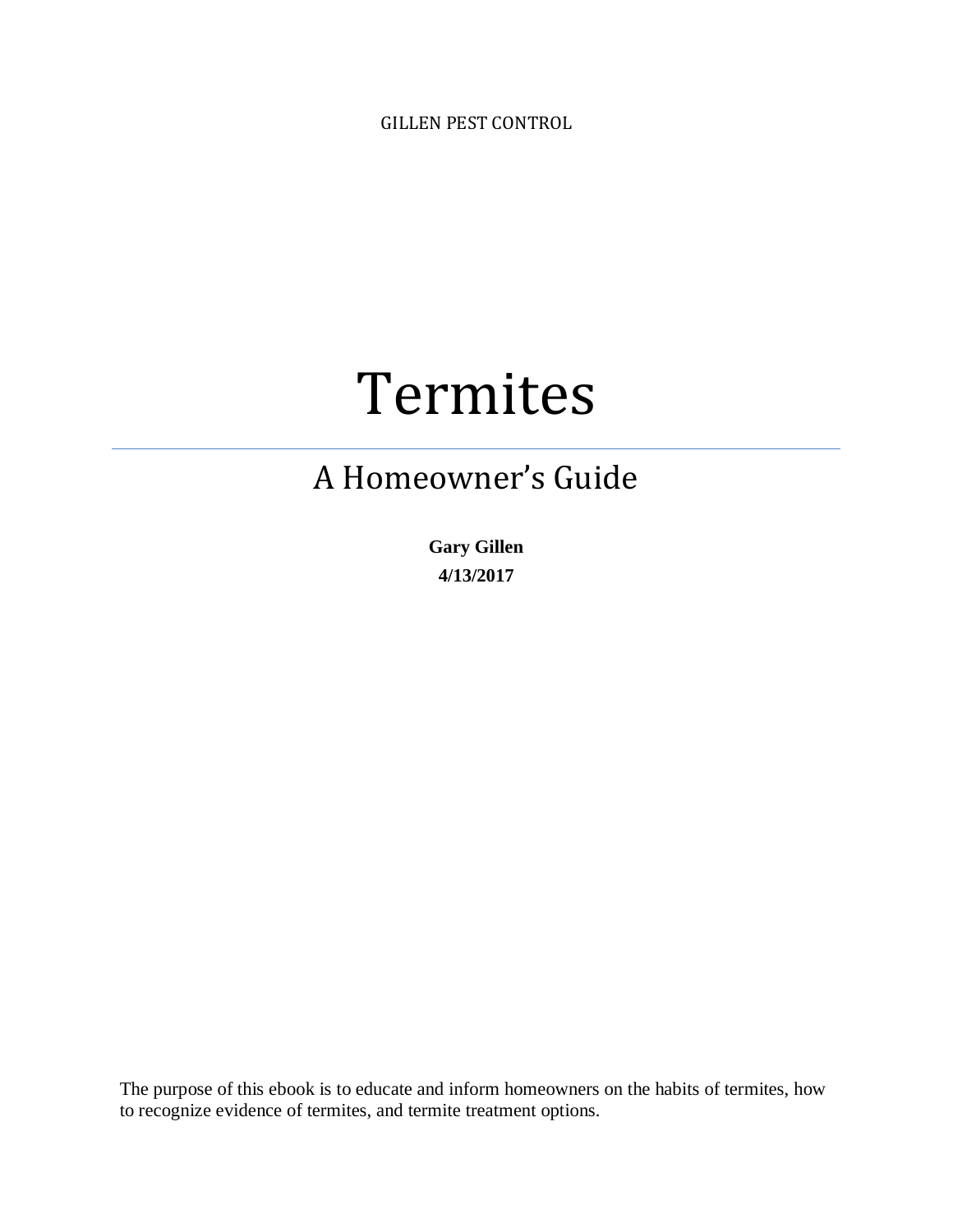GILLEN PEST CONTROL

# Termites

## A Homeowner's Guide

**Gary Gillen**
**4/13/2017**

The purpose of this ebook is to educate and inform homeowners on the habits of termites, how to recognize evidence of termites, and termite treatment options.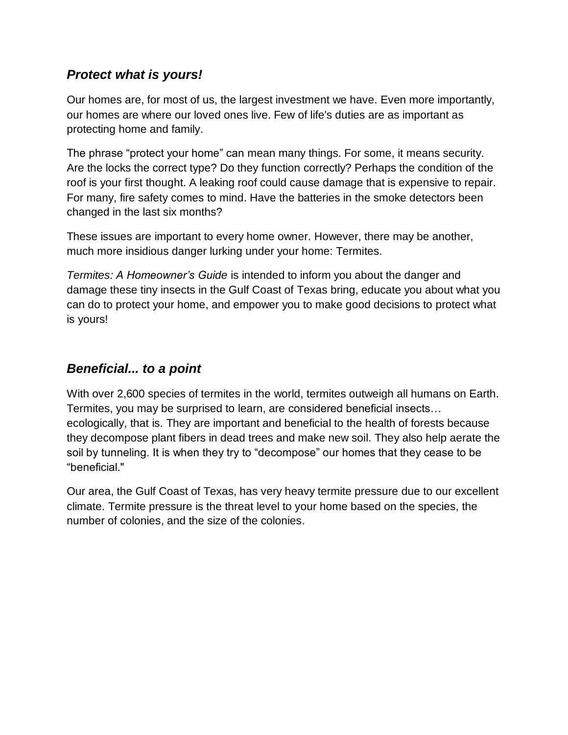## ***Protect what is yours!***

Our homes are, for most of us, the largest investment we have. Even more importantly, our homes are where our loved ones live. Few of life's duties are as important as protecting home and family.

The phrase “protect your home” can mean many things. For some, it means security. Are the locks the correct type? Do they function correctly? Perhaps the condition of the roof is your first thought. A leaking roof could cause damage that is expensive to repair. For many, fire safety comes to mind. Have the batteries in the smoke detectors been changed in the last six months?

These issues are important to every home owner. However, there may be another, much more insidious danger lurking under your home: Termites.

*Termites: A Homeowner’s Guide* is intended to inform you about the danger and damage these tiny insects in the Gulf Coast of Texas bring, educate you about what you can do to protect your home, and empower you to make good decisions to protect what is yours!

## ***Beneficial... to a point***

With over 2,600 species of termites in the world, termites outweigh all humans on Earth. Termites, you may be surprised to learn, are considered beneficial insects… ecologically, that is. They are important and beneficial to the health of forests because they decompose plant fibers in dead trees and make new soil. They also help aerate the soil by tunneling. It is when they try to “decompose” our homes that they cease to be “beneficial."

Our area, the Gulf Coast of Texas, has very heavy termite pressure due to our excellent climate. Termite pressure is the threat level to your home based on the species, the number of colonies, and the size of the colonies.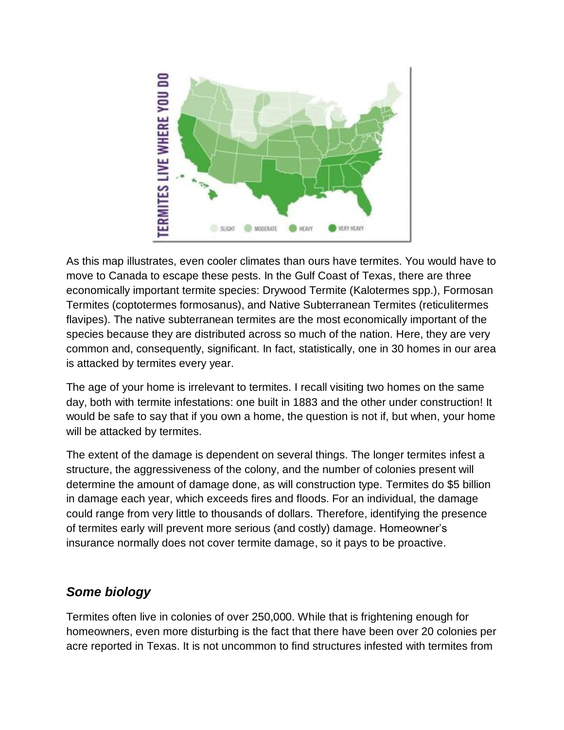As this map illustrates, even cooler climates than ours have termites. You would have to move to Canada to escape these pests. In the Gulf Coast of Texas, there are three economically important termite species: Drywood Termite (Kalotermes spp.), Formosan Termites (coptotermes formosanus), and Native Subterranean Termites (reticulitermes flavipes). The native subterranean termites are the most economically important of the species because they are distributed across so much of the nation. Here, they are very common and, consequently, significant. In fact, statistically, one in 30 homes in our area is attacked by termites every year.

The age of your home is irrelevant to termites. I recall visiting two homes on the same day, both with termite infestations: one built in 1883 and the other under construction! It would be safe to say that if you own a home, the question is not if, but when, your home will be attacked by termites.

The extent of the damage is dependent on several things. The longer termites infest a structure, the aggressiveness of the colony, and the number of colonies present will determine the amount of damage done, as will construction type. Termites do $5 billion in damage each year, which exceeds fires and floods. For an individual, the damage could range from very little to thousands of dollars. Therefore, identifying the presence of termites early will prevent more serious (and costly) damage. Homeowner's insurance normally does not cover termite damage, so it pays to be proactive.

## *Some biology*

Termites often live in colonies of over 250,000. While that is frightening enough for homeowners, even more disturbing is the fact that there have been over 20 colonies per acre reported in Texas. It is not uncommon to find structures infested with termites from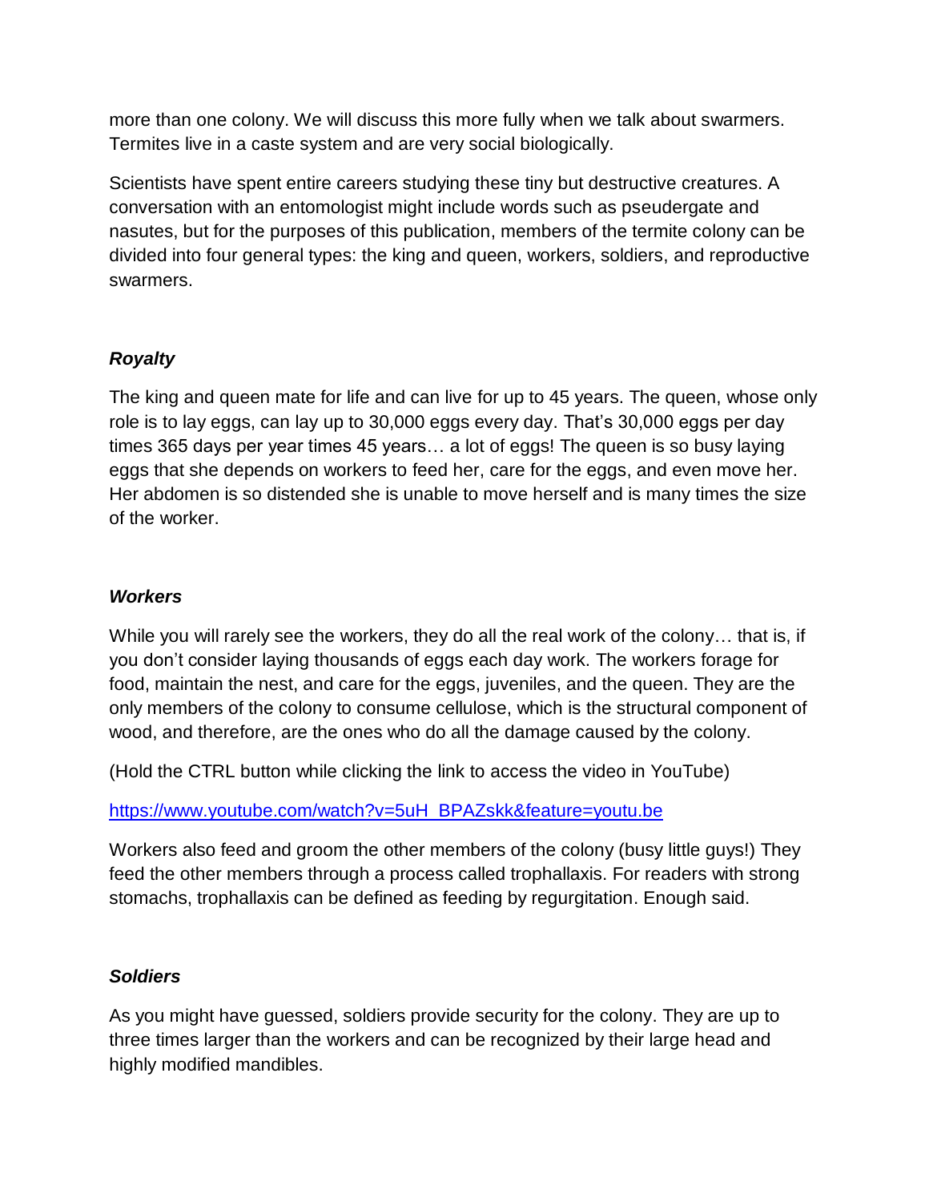more than one colony. We will discuss this more fully when we talk about swarmers. Termites live in a caste system and are very social biologically.

Scientists have spent entire careers studying these tiny but destructive creatures. A conversation with an entomologist might include words such as pseudergate and nasutes, but for the purposes of this publication, members of the termite colony can be divided into four general types: the king and queen, workers, soldiers, and reproductive swarmers.

### *Royalty*

The king and queen mate for life and can live for up to 45 years. The queen, whose only role is to lay eggs, can lay up to 30,000 eggs every day. That's 30,000 eggs per day times 365 days per year times 45 years… a lot of eggs! The queen is so busy laying eggs that she depends on workers to feed her, care for the eggs, and even move her. Her abdomen is so distended she is unable to move herself and is many times the size of the worker.

### *Workers*

While you will rarely see the workers, they do all the real work of the colony… that is, if you don't consider laying thousands of eggs each day work. The workers forage for food, maintain the nest, and care for the eggs, juveniles, and the queen. They are the only members of the colony to consume cellulose, which is the structural component of wood, and therefore, are the ones who do all the damage caused by the colony.

(Hold the CTRL button while clicking the link to access the video in YouTube)

[https://www.youtube.com/watch?v=5uH_BPAZskk&feature=youtu.be](https://www.youtube.com/watch?v=5uH_BPAZskk&feature=youtu.be)

Workers also feed and groom the other members of the colony (busy little guys!) They feed the other members through a process called trophallaxis. For readers with strong stomachs, trophallaxis can be defined as feeding by regurgitation. Enough said.

### *Soldiers*

As you might have guessed, soldiers provide security for the colony. They are up to three times larger than the workers and can be recognized by their large head and highly modified mandibles.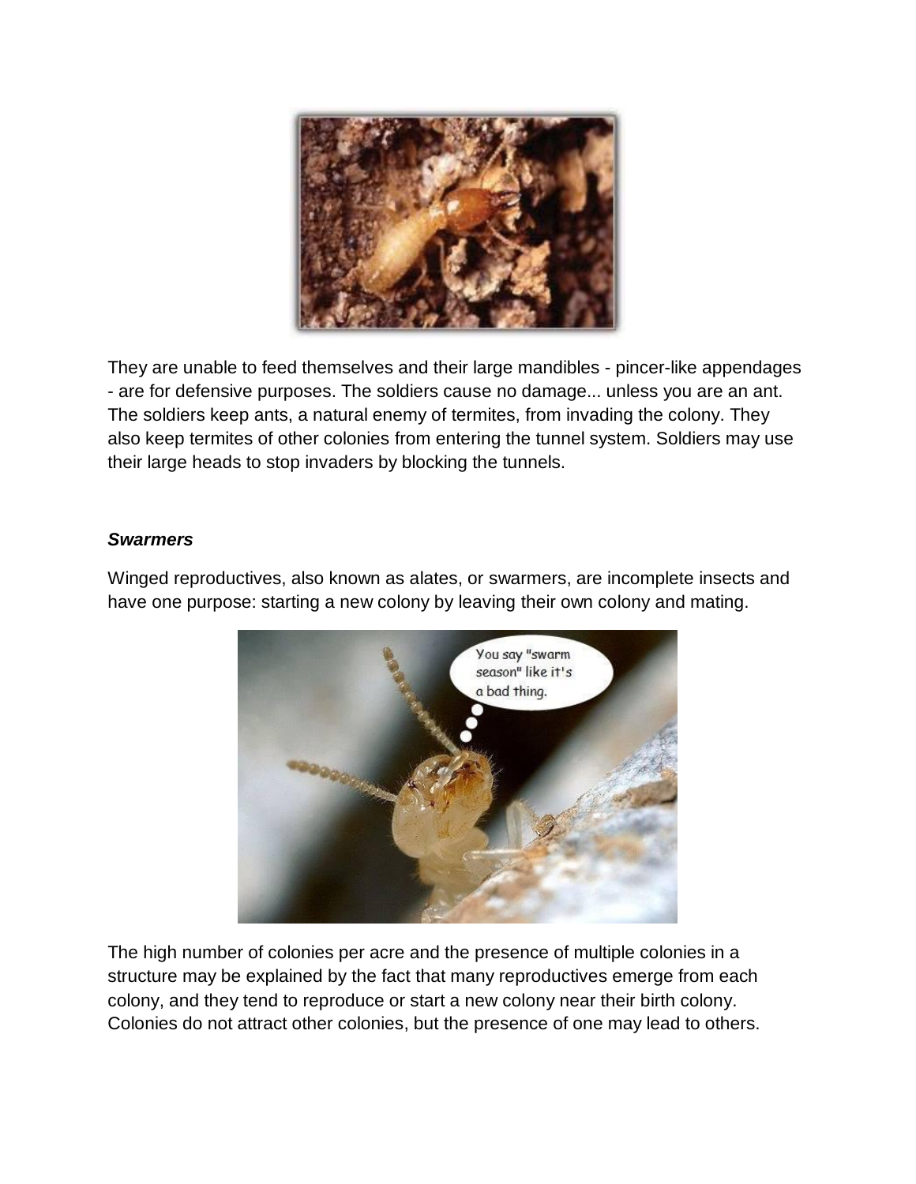They are unable to feed themselves and their large mandibles - pincer-like appendages - are for defensive purposes. The soldiers cause no damage... unless you are an ant. The soldiers keep ants, a natural enemy of termites, from invading the colony. They also keep termites of other colonies from entering the tunnel system. Soldiers may use their large heads to stop invaders by blocking the tunnels.

### ***Swarmers***

Winged reproductives, also known as alates, or swarmers, are incomplete insects and have one purpose: starting a new colony by leaving their own colony and mating.

The high number of colonies per acre and the presence of multiple colonies in a structure may be explained by the fact that many reproductives emerge from each colony, and they tend to reproduce or start a new colony near their birth colony. Colonies do not attract other colonies, but the presence of one may lead to others.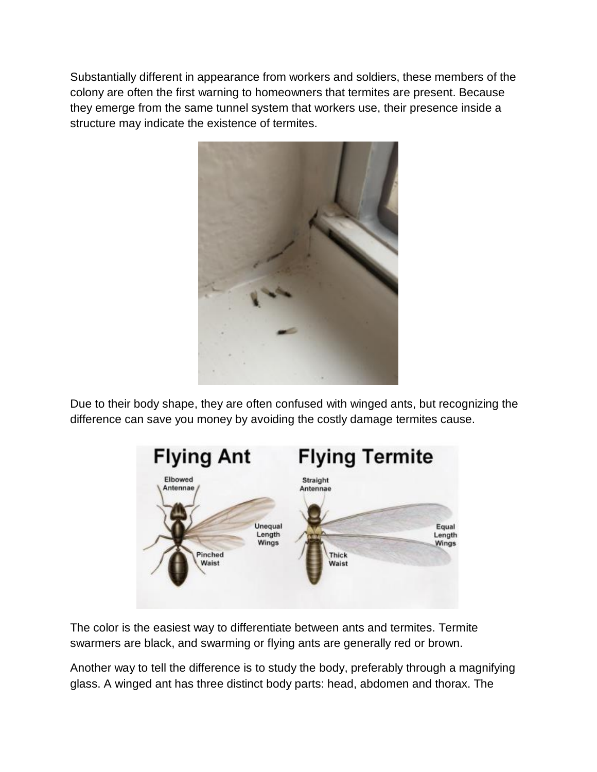Substantially different in appearance from workers and soldiers, these members of the colony are often the first warning to homeowners that termites are present. Because they emerge from the same tunnel system that workers use, their presence inside a structure may indicate the existence of termites.

Due to their body shape, they are often confused with winged ants, but recognizing the difference can save you money by avoiding the costly damage termites cause.

The color is the easiest way to differentiate between ants and termites. Termite swarmers are black, and swarming or flying ants are generally red or brown.

Another way to tell the difference is to study the body, preferably through a magnifying glass. A winged ant has three distinct body parts: head, abdomen and thorax. The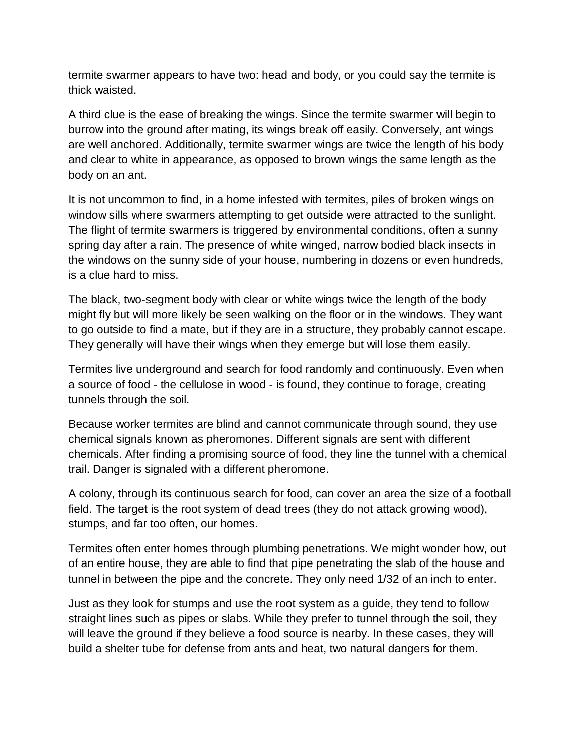termite swarmer appears to have two: head and body, or you could say the termite is thick waisted.

A third clue is the ease of breaking the wings. Since the termite swarmer will begin to burrow into the ground after mating, its wings break off easily. Conversely, ant wings are well anchored. Additionally, termite swarmer wings are twice the length of his body and clear to white in appearance, as opposed to brown wings the same length as the body on an ant.

It is not uncommon to find, in a home infested with termites, piles of broken wings on window sills where swarmers attempting to get outside were attracted to the sunlight. The flight of termite swarmers is triggered by environmental conditions, often a sunny spring day after a rain. The presence of white winged, narrow bodied black insects in the windows on the sunny side of your house, numbering in dozens or even hundreds, is a clue hard to miss.

The black, two-segment body with clear or white wings twice the length of the body might fly but will more likely be seen walking on the floor or in the windows. They want to go outside to find a mate, but if they are in a structure, they probably cannot escape. They generally will have their wings when they emerge but will lose them easily.

Termites live underground and search for food randomly and continuously. Even when a source of food - the cellulose in wood - is found, they continue to forage, creating tunnels through the soil.

Because worker termites are blind and cannot communicate through sound, they use chemical signals known as pheromones. Different signals are sent with different chemicals. After finding a promising source of food, they line the tunnel with a chemical trail. Danger is signaled with a different pheromone.

A colony, through its continuous search for food, can cover an area the size of a football field. The target is the root system of dead trees (they do not attack growing wood), stumps, and far too often, our homes.

Termites often enter homes through plumbing penetrations. We might wonder how, out of an entire house, they are able to find that pipe penetrating the slab of the house and tunnel in between the pipe and the concrete. They only need 1/32 of an inch to enter.

Just as they look for stumps and use the root system as a guide, they tend to follow straight lines such as pipes or slabs. While they prefer to tunnel through the soil, they will leave the ground if they believe a food source is nearby. In these cases, they will build a shelter tube for defense from ants and heat, two natural dangers for them.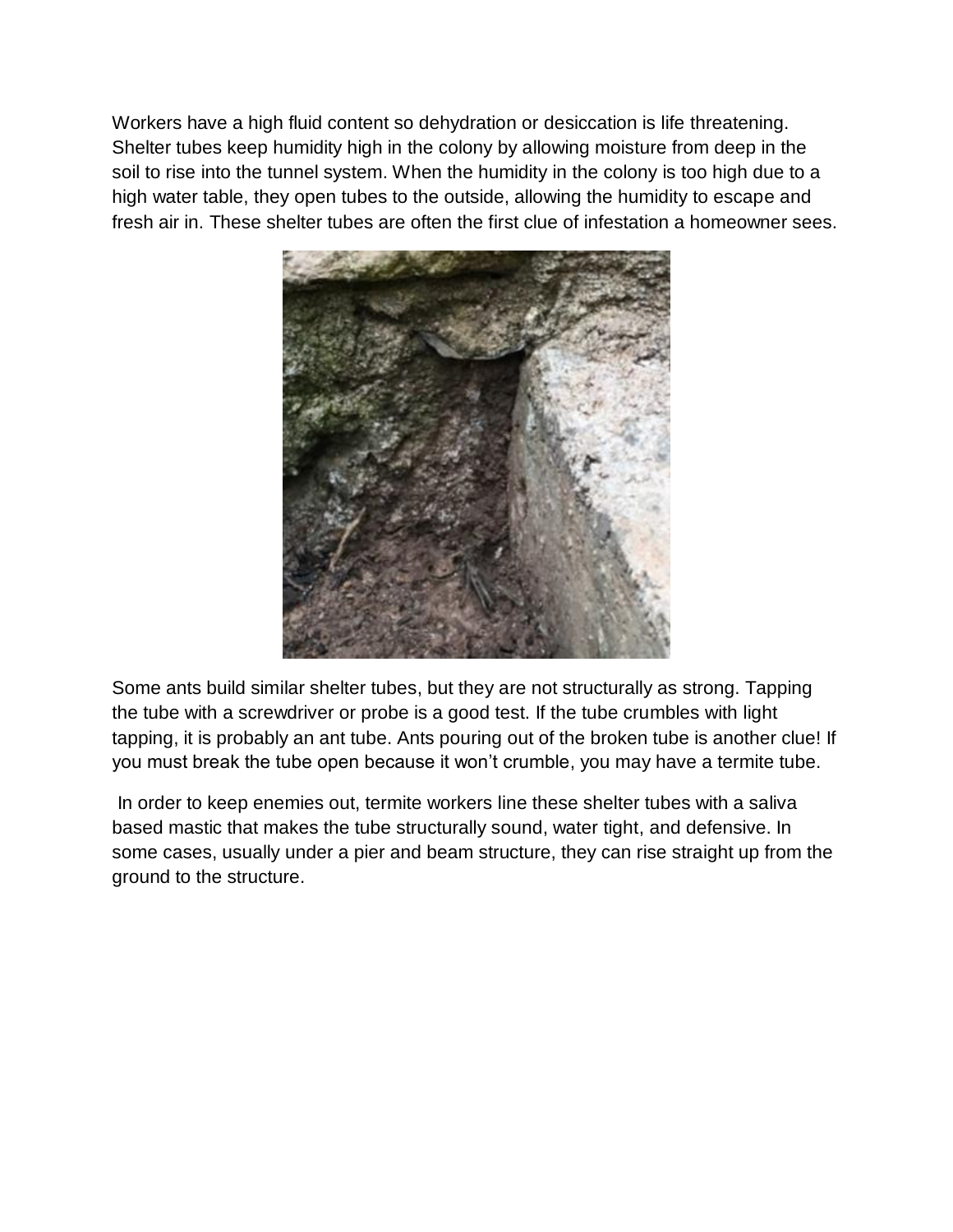Workers have a high fluid content so dehydration or desiccation is life threatening. Shelter tubes keep humidity high in the colony by allowing moisture from deep in the soil to rise into the tunnel system. When the humidity in the colony is too high due to a high water table, they open tubes to the outside, allowing the humidity to escape and fresh air in. These shelter tubes are often the first clue of infestation a homeowner sees.

Some ants build similar shelter tubes, but they are not structurally as strong. Tapping the tube with a screwdriver or probe is a good test. If the tube crumbles with light tapping, it is probably an ant tube. Ants pouring out of the broken tube is another clue! If you must break the tube open because it won't crumble, you may have a termite tube.

In order to keep enemies out, termite workers line these shelter tubes with a saliva based mastic that makes the tube structurally sound, water tight, and defensive. In some cases, usually under a pier and beam structure, they can rise straight up from the ground to the structure.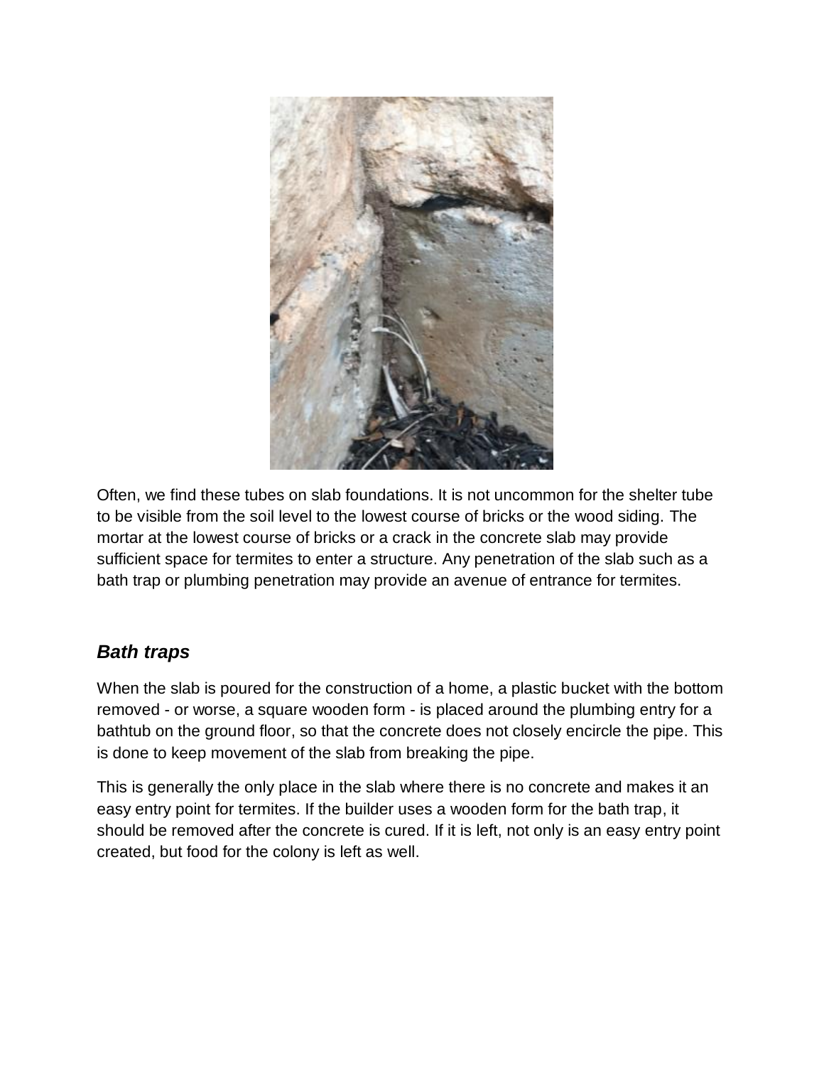Often, we find these tubes on slab foundations. It is not uncommon for the shelter tube to be visible from the soil level to the lowest course of bricks or the wood siding. The mortar at the lowest course of bricks or a crack in the concrete slab may provide sufficient space for termites to enter a structure. Any penetration of the slab such as a bath trap or plumbing penetration may provide an avenue of entrance for termites.

### *Bath traps*

When the slab is poured for the construction of a home, a plastic bucket with the bottom removed - or worse, a square wooden form - is placed around the plumbing entry for a bathtub on the ground floor, so that the concrete does not closely encircle the pipe. This is done to keep movement of the slab from breaking the pipe.

This is generally the only place in the slab where there is no concrete and makes it an easy entry point for termites. If the builder uses a wooden form for the bath trap, it should be removed after the concrete is cured. If it is left, not only is an easy entry point created, but food for the colony is left as well.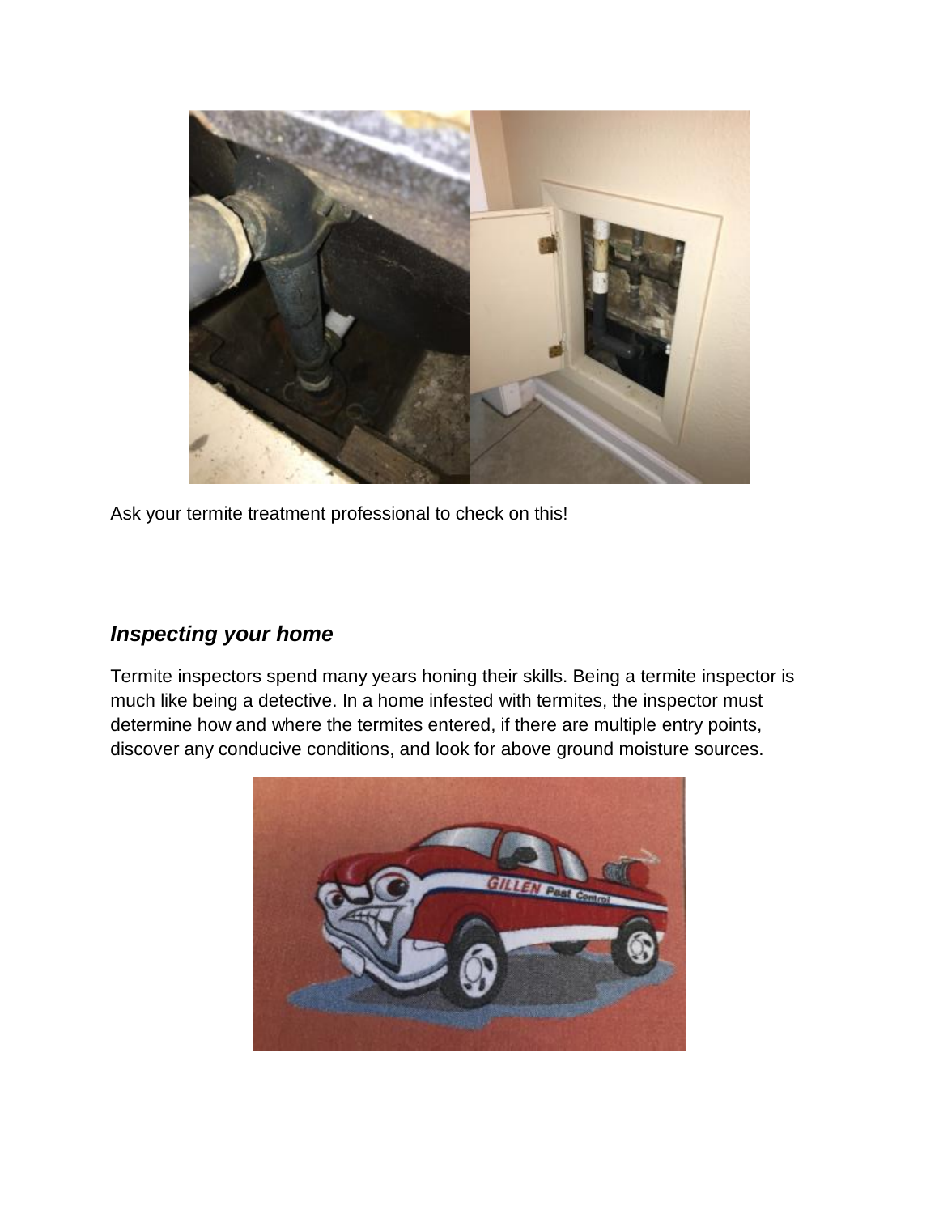Ask your termite treatment professional to check on this!

### *Inspecting your home*

Termite inspectors spend many years honing their skills. Being a termite inspector is much like being a detective. In a home infested with termites, the inspector must determine how and where the termites entered, if there are multiple entry points, discover any conducive conditions, and look for above ground moisture sources.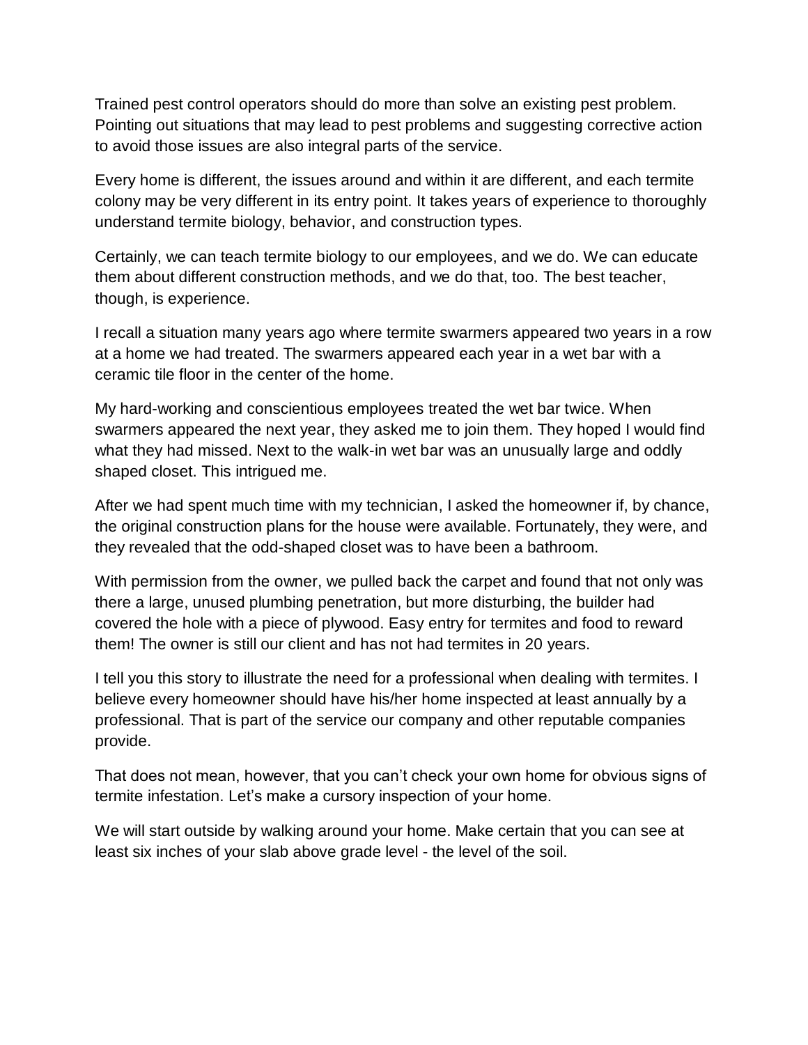Trained pest control operators should do more than solve an existing pest problem. Pointing out situations that may lead to pest problems and suggesting corrective action to avoid those issues are also integral parts of the service.

Every home is different, the issues around and within it are different, and each termite colony may be very different in its entry point. It takes years of experience to thoroughly understand termite biology, behavior, and construction types.

Certainly, we can teach termite biology to our employees, and we do. We can educate them about different construction methods, and we do that, too. The best teacher, though, is experience.

I recall a situation many years ago where termite swarmers appeared two years in a row at a home we had treated. The swarmers appeared each year in a wet bar with a ceramic tile floor in the center of the home.

My hard-working and conscientious employees treated the wet bar twice. When swarmers appeared the next year, they asked me to join them. They hoped I would find what they had missed. Next to the walk-in wet bar was an unusually large and oddly shaped closet. This intrigued me.

After we had spent much time with my technician, I asked the homeowner if, by chance, the original construction plans for the house were available. Fortunately, they were, and they revealed that the odd-shaped closet was to have been a bathroom.

With permission from the owner, we pulled back the carpet and found that not only was there a large, unused plumbing penetration, but more disturbing, the builder had covered the hole with a piece of plywood. Easy entry for termites and food to reward them! The owner is still our client and has not had termites in 20 years.

I tell you this story to illustrate the need for a professional when dealing with termites. I believe every homeowner should have his/her home inspected at least annually by a professional. That is part of the service our company and other reputable companies provide.

That does not mean, however, that you can't check your own home for obvious signs of termite infestation. Let's make a cursory inspection of your home.

We will start outside by walking around your home. Make certain that you can see at least six inches of your slab above grade level - the level of the soil.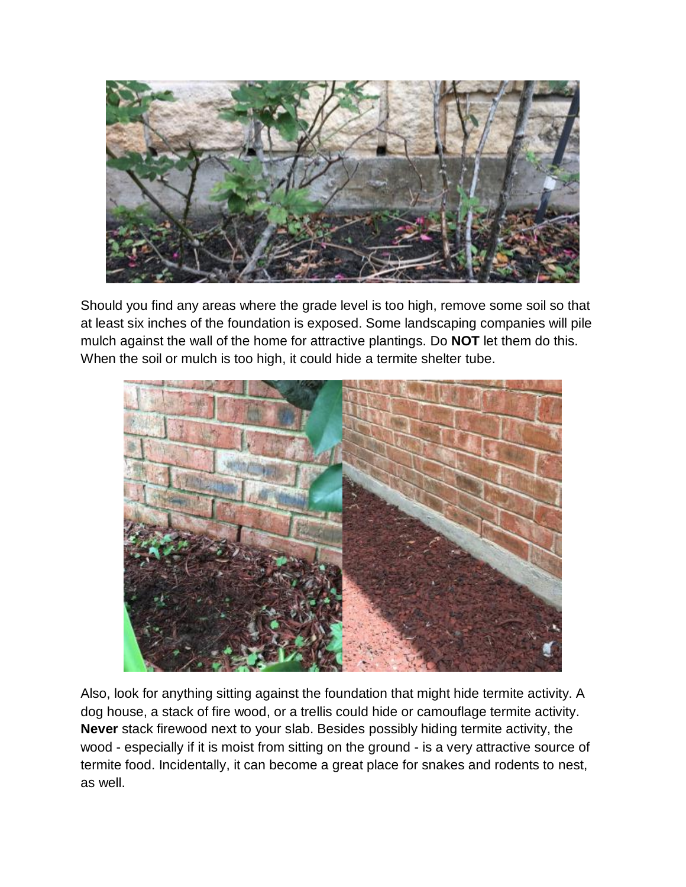Should you find any areas where the grade level is too high, remove some soil so that at least six inches of the foundation is exposed. Some landscaping companies will pile mulch against the wall of the home for attractive plantings. Do **NOT** let them do this. When the soil or mulch is too high, it could hide a termite shelter tube.

Also, look for anything sitting against the foundation that might hide termite activity. A dog house, a stack of fire wood, or a trellis could hide or camouflage termite activity. **Never** stack firewood next to your slab. Besides possibly hiding termite activity, the wood - especially if it is moist from sitting on the ground - is a very attractive source of termite food. Incidentally, it can become a great place for snakes and rodents to nest, as well.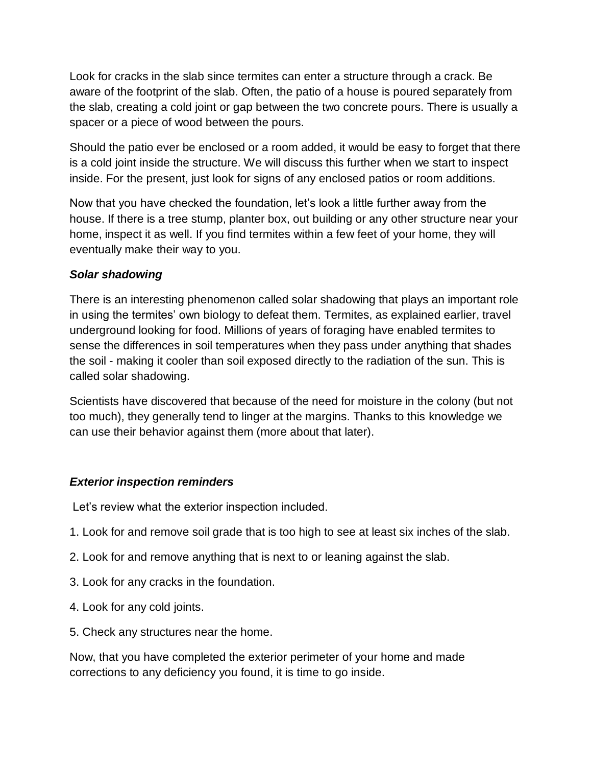Look for cracks in the slab since termites can enter a structure through a crack. Be aware of the footprint of the slab. Often, the patio of a house is poured separately from the slab, creating a cold joint or gap between the two concrete pours. There is usually a spacer or a piece of wood between the pours.

Should the patio ever be enclosed or a room added, it would be easy to forget that there is a cold joint inside the structure. We will discuss this further when we start to inspect inside. For the present, just look for signs of any enclosed patios or room additions.

Now that you have checked the foundation, let's look a little further away from the house. If there is a tree stump, planter box, out building or any other structure near your home, inspect it as well. If you find termites within a few feet of your home, they will eventually make their way to you.

***Solar shadowing***

There is an interesting phenomenon called solar shadowing that plays an important role in using the termites' own biology to defeat them. Termites, as explained earlier, travel underground looking for food. Millions of years of foraging have enabled termites to sense the differences in soil temperatures when they pass under anything that shades the soil - making it cooler than soil exposed directly to the radiation of the sun. This is called solar shadowing.

Scientists have discovered that because of the need for moisture in the colony (but not too much), they generally tend to linger at the margins. Thanks to this knowledge we can use their behavior against them (more about that later).

***Exterior inspection reminders***

Let's review what the exterior inspection included.

1. Look for and remove soil grade that is too high to see at least six inches of the slab.

2. Look for and remove anything that is next to or leaning against the slab.

3. Look for any cracks in the foundation.

4. Look for any cold joints.

5. Check any structures near the home.

Now, that you have completed the exterior perimeter of your home and made corrections to any deficiency you found, it is time to go inside.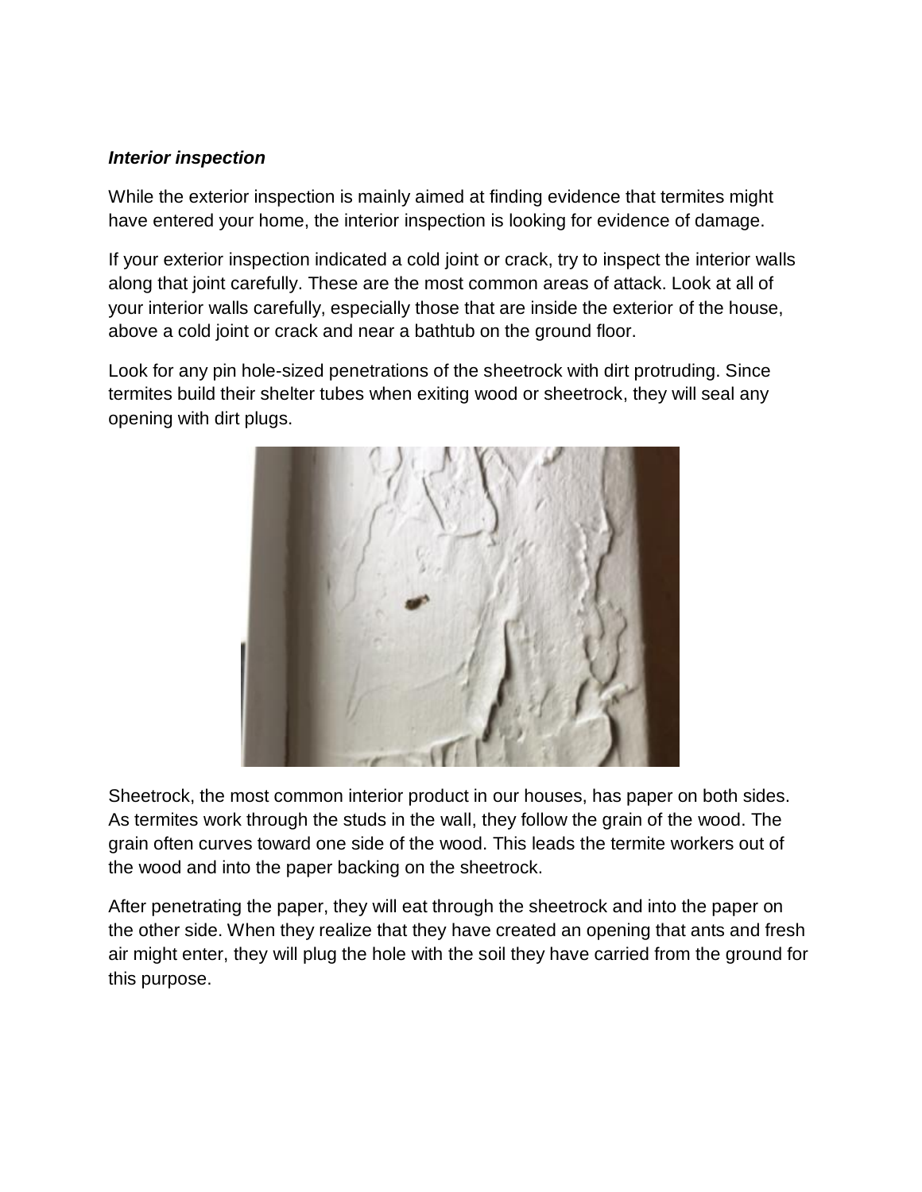***Interior inspection***

While the exterior inspection is mainly aimed at finding evidence that termites might have entered your home, the interior inspection is looking for evidence of damage.

If your exterior inspection indicated a cold joint or crack, try to inspect the interior walls along that joint carefully. These are the most common areas of attack. Look at all of your interior walls carefully, especially those that are inside the exterior of the house, above a cold joint or crack and near a bathtub on the ground floor.

Look for any pin hole-sized penetrations of the sheetrock with dirt protruding. Since termites build their shelter tubes when exiting wood or sheetrock, they will seal any opening with dirt plugs.

Sheetrock, the most common interior product in our houses, has paper on both sides. As termites work through the studs in the wall, they follow the grain of the wood. The grain often curves toward one side of the wood. This leads the termite workers out of the wood and into the paper backing on the sheetrock.

After penetrating the paper, they will eat through the sheetrock and into the paper on the other side. When they realize that they have created an opening that ants and fresh air might enter, they will plug the hole with the soil they have carried from the ground for this purpose.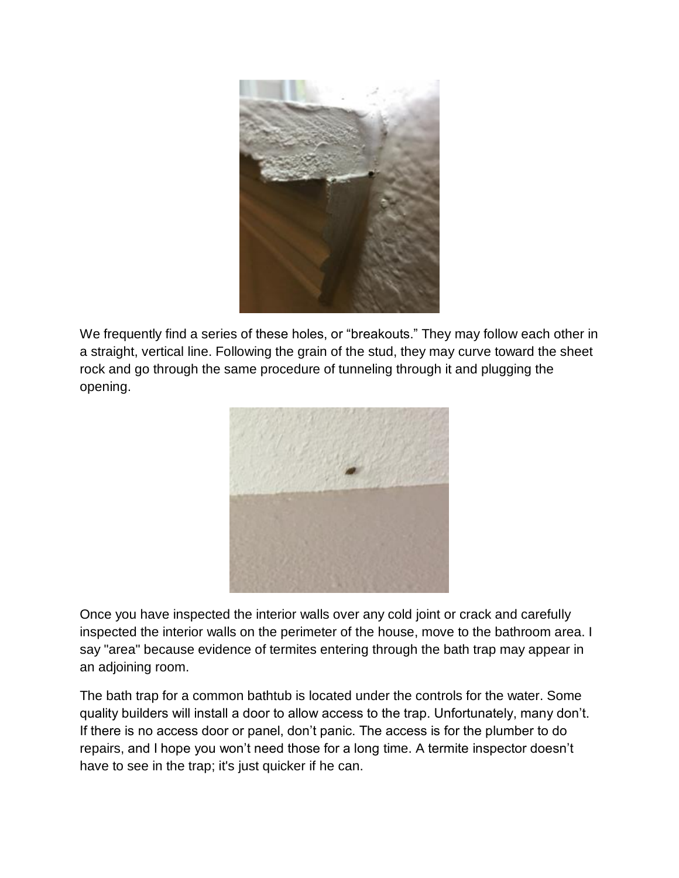We frequently find a series of these holes, or “breakouts.” They may follow each other in a straight, vertical line. Following the grain of the stud, they may curve toward the sheet rock and go through the same procedure of tunneling through it and plugging the opening.

Once you have inspected the interior walls over any cold joint or crack and carefully inspected the interior walls on the perimeter of the house, move to the bathroom area. I say "area" because evidence of termites entering through the bath trap may appear in an adjoining room.

The bath trap for a common bathtub is located under the controls for the water. Some quality builders will install a door to allow access to the trap. Unfortunately, many don’t. If there is no access door or panel, don’t panic. The access is for the plumber to do repairs, and I hope you won’t need those for a long time. A termite inspector doesn’t have to see in the trap; it's just quicker if he can.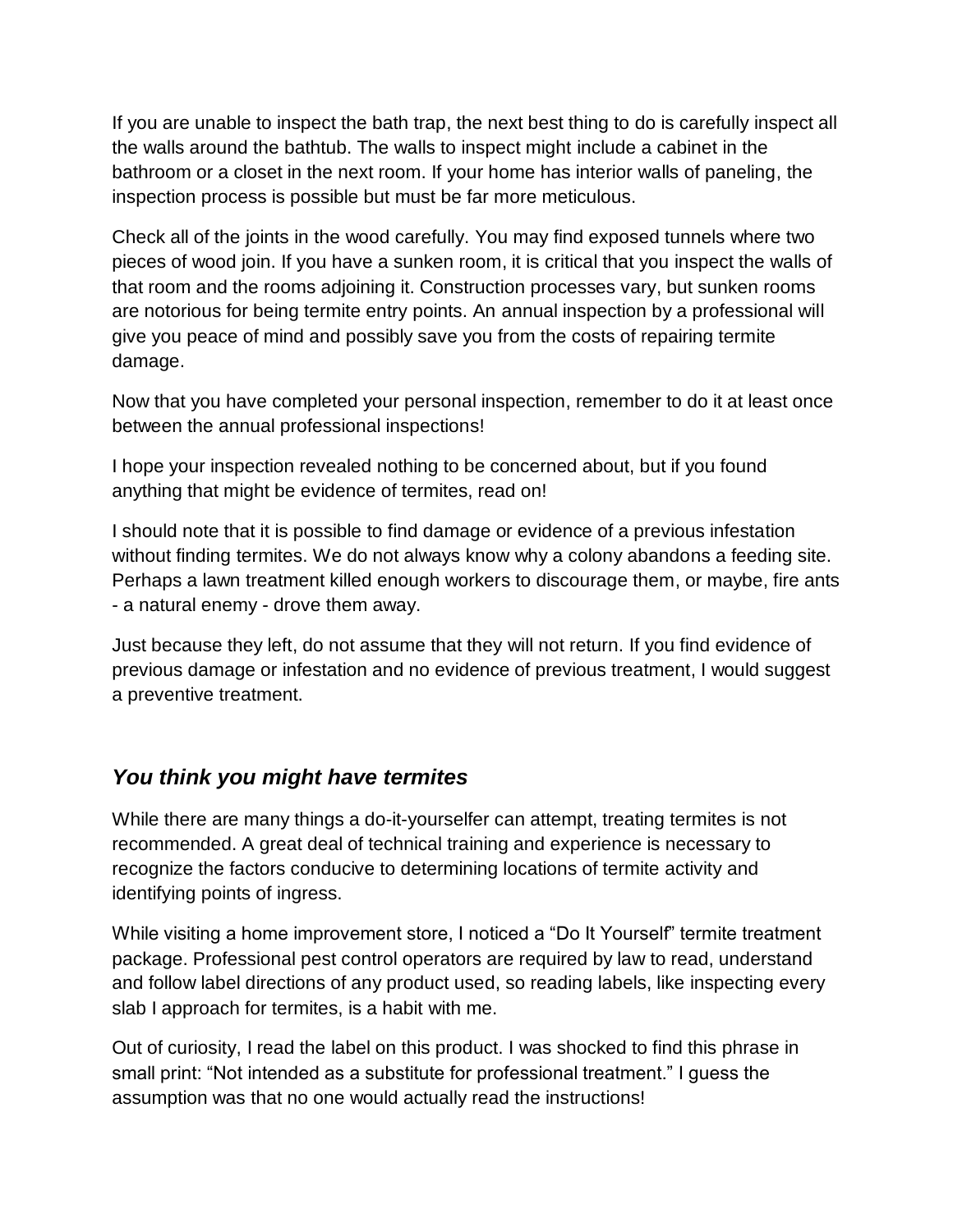If you are unable to inspect the bath trap, the next best thing to do is carefully inspect all the walls around the bathtub. The walls to inspect might include a cabinet in the bathroom or a closet in the next room. If your home has interior walls of paneling, the inspection process is possible but must be far more meticulous.

Check all of the joints in the wood carefully. You may find exposed tunnels where two pieces of wood join. If you have a sunken room, it is critical that you inspect the walls of that room and the rooms adjoining it. Construction processes vary, but sunken rooms are notorious for being termite entry points. An annual inspection by a professional will give you peace of mind and possibly save you from the costs of repairing termite damage.

Now that you have completed your personal inspection, remember to do it at least once between the annual professional inspections!

I hope your inspection revealed nothing to be concerned about, but if you found anything that might be evidence of termites, read on!

I should note that it is possible to find damage or evidence of a previous infestation without finding termites. We do not always know why a colony abandons a feeding site. Perhaps a lawn treatment killed enough workers to discourage them, or maybe, fire ants - a natural enemy - drove them away.

Just because they left, do not assume that they will not return. If you find evidence of previous damage or infestation and no evidence of previous treatment, I would suggest a preventive treatment.

## *You think you might have termites*

While there are many things a do-it-yourselfer can attempt, treating termites is not recommended. A great deal of technical training and experience is necessary to recognize the factors conducive to determining locations of termite activity and identifying points of ingress.

While visiting a home improvement store, I noticed a “Do It Yourself” termite treatment package. Professional pest control operators are required by law to read, understand and follow label directions of any product used, so reading labels, like inspecting every slab I approach for termites, is a habit with me.

Out of curiosity, I read the label on this product. I was shocked to find this phrase in small print: “Not intended as a substitute for professional treatment.” I guess the assumption was that no one would actually read the instructions!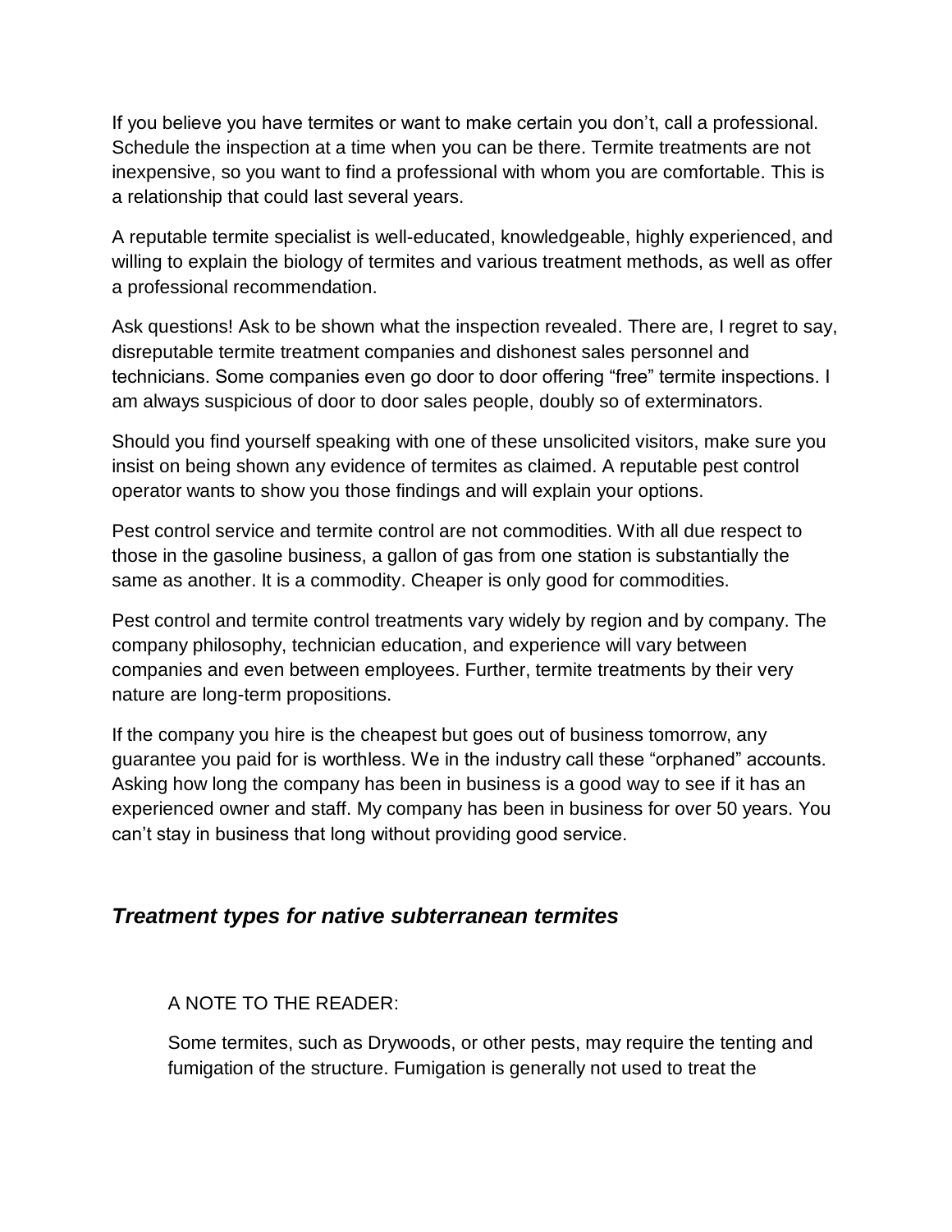If you believe you have termites or want to make certain you don't, call a professional. Schedule the inspection at a time when you can be there. Termite treatments are not inexpensive, so you want to find a professional with whom you are comfortable. This is a relationship that could last several years.

A reputable termite specialist is well-educated, knowledgeable, highly experienced, and willing to explain the biology of termites and various treatment methods, as well as offer a professional recommendation.

Ask questions! Ask to be shown what the inspection revealed. There are, I regret to say, disreputable termite treatment companies and dishonest sales personnel and technicians. Some companies even go door to door offering "free" termite inspections. I am always suspicious of door to door sales people, doubly so of exterminators.

Should you find yourself speaking with one of these unsolicited visitors, make sure you insist on being shown any evidence of termites as claimed. A reputable pest control operator wants to show you those findings and will explain your options.

Pest control service and termite control are not commodities. With all due respect to those in the gasoline business, a gallon of gas from one station is substantially the same as another. It is a commodity. Cheaper is only good for commodities.

Pest control and termite control treatments vary widely by region and by company. The company philosophy, technician education, and experience will vary between companies and even between employees. Further, termite treatments by their very nature are long-term propositions.

If the company you hire is the cheapest but goes out of business tomorrow, any guarantee you paid for is worthless. We in the industry call these "orphaned" accounts. Asking how long the company has been in business is a good way to see if it has an experienced owner and staff. My company has been in business for over 50 years. You can't stay in business that long without providing good service.

## *Treatment types for native subterranean termites*

> A NOTE TO THE READER:
>
> Some termites, such as Drywoods, or other pests, may require the tenting and fumigation of the structure. Fumigation is generally not used to treat the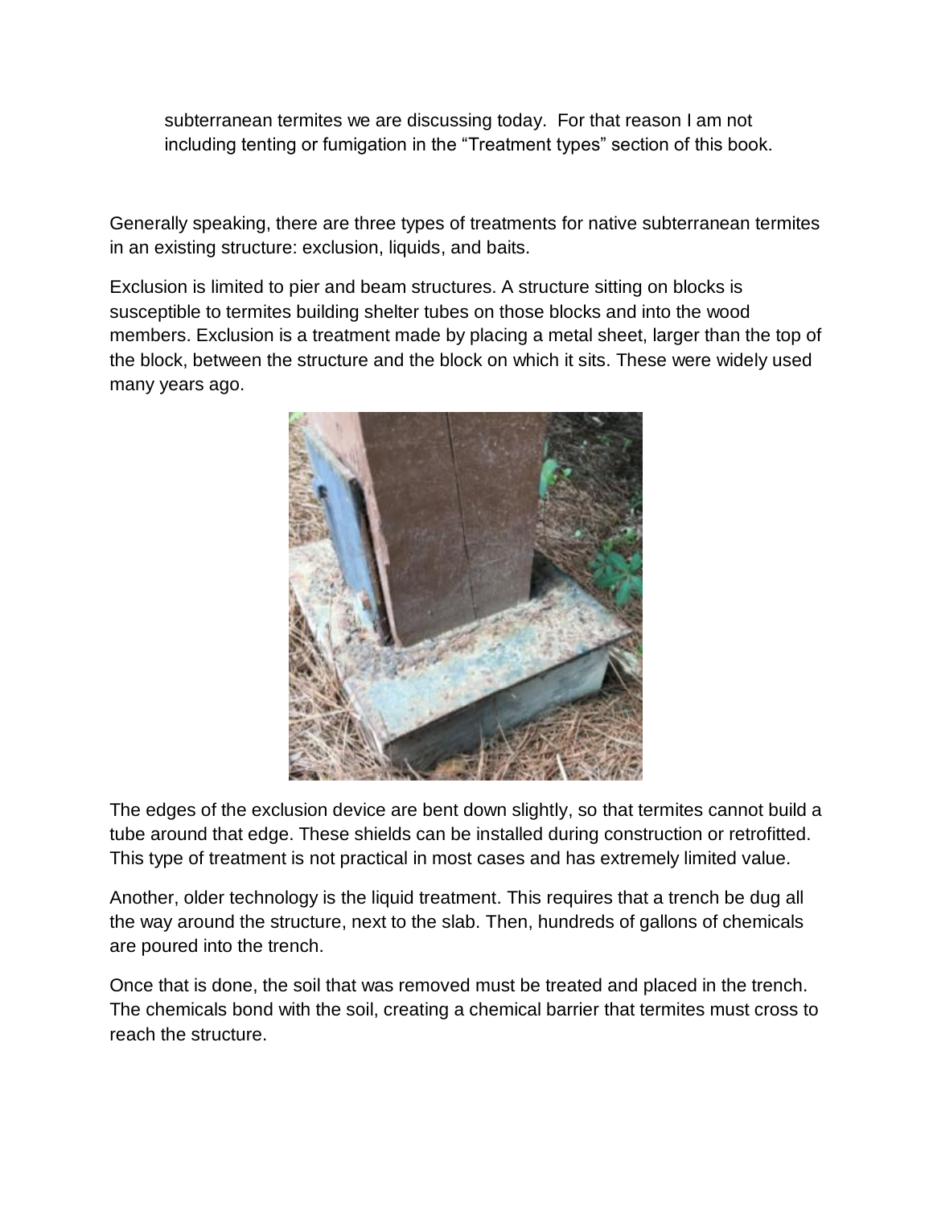subterranean termites we are discussing today. For that reason I am not including tenting or fumigation in the "Treatment types" section of this book.

Generally speaking, there are three types of treatments for native subterranean termites in an existing structure: exclusion, liquids, and baits.

Exclusion is limited to pier and beam structures. A structure sitting on blocks is susceptible to termites building shelter tubes on those blocks and into the wood members. Exclusion is a treatment made by placing a metal sheet, larger than the top of the block, between the structure and the block on which it sits. These were widely used many years ago.

The edges of the exclusion device are bent down slightly, so that termites cannot build a tube around that edge. These shields can be installed during construction or retrofitted. This type of treatment is not practical in most cases and has extremely limited value.

Another, older technology is the liquid treatment. This requires that a trench be dug all the way around the structure, next to the slab. Then, hundreds of gallons of chemicals are poured into the trench.

Once that is done, the soil that was removed must be treated and placed in the trench. The chemicals bond with the soil, creating a chemical barrier that termites must cross to reach the structure.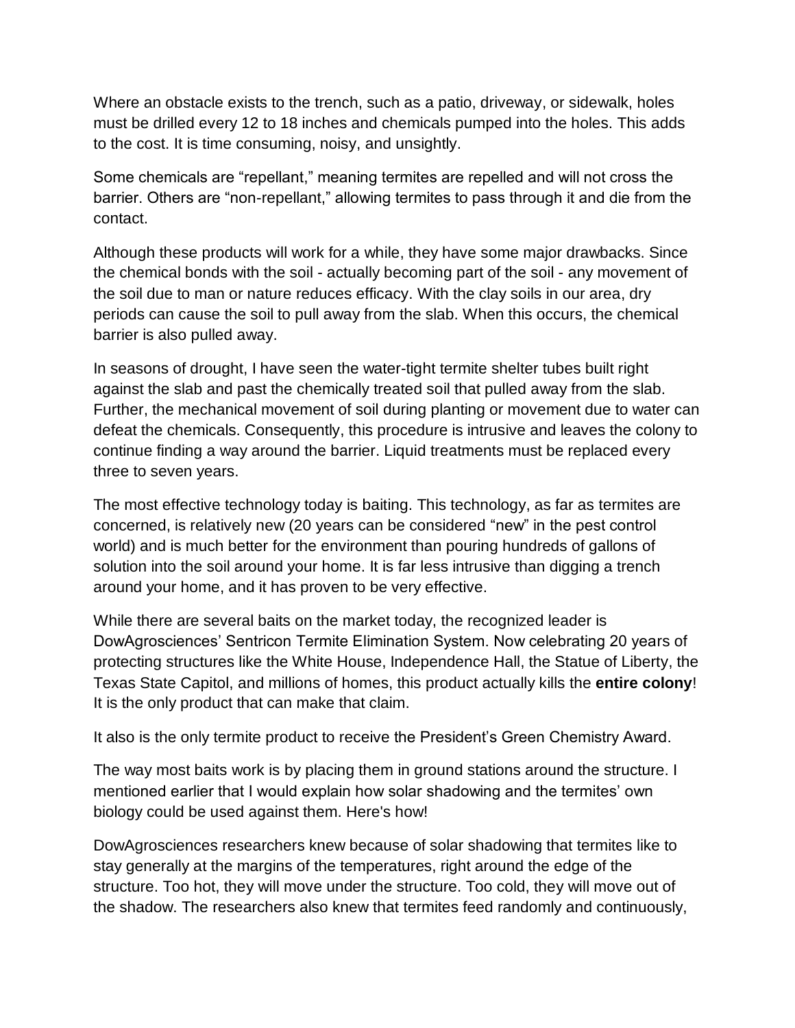Where an obstacle exists to the trench, such as a patio, driveway, or sidewalk, holes must be drilled every 12 to 18 inches and chemicals pumped into the holes. This adds to the cost. It is time consuming, noisy, and unsightly.

Some chemicals are “repellant,” meaning termites are repelled and will not cross the barrier. Others are “non-repellant,” allowing termites to pass through it and die from the contact.

Although these products will work for a while, they have some major drawbacks. Since the chemical bonds with the soil - actually becoming part of the soil - any movement of the soil due to man or nature reduces efficacy. With the clay soils in our area, dry periods can cause the soil to pull away from the slab. When this occurs, the chemical barrier is also pulled away.

In seasons of drought, I have seen the water-tight termite shelter tubes built right against the slab and past the chemically treated soil that pulled away from the slab. Further, the mechanical movement of soil during planting or movement due to water can defeat the chemicals. Consequently, this procedure is intrusive and leaves the colony to continue finding a way around the barrier. Liquid treatments must be replaced every three to seven years.

The most effective technology today is baiting. This technology, as far as termites are concerned, is relatively new (20 years can be considered “new” in the pest control world) and is much better for the environment than pouring hundreds of gallons of solution into the soil around your home. It is far less intrusive than digging a trench around your home, and it has proven to be very effective.

While there are several baits on the market today, the recognized leader is DowAgrosciences’ Sentricon Termite Elimination System. Now celebrating 20 years of protecting structures like the White House, Independence Hall, the Statue of Liberty, the Texas State Capitol, and millions of homes, this product actually kills the **entire colony**! It is the only product that can make that claim.

It also is the only termite product to receive the President’s Green Chemistry Award.

The way most baits work is by placing them in ground stations around the structure. I mentioned earlier that I would explain how solar shadowing and the termites’ own biology could be used against them. Here's how!

DowAgrosciences researchers knew because of solar shadowing that termites like to stay generally at the margins of the temperatures, right around the edge of the structure. Too hot, they will move under the structure. Too cold, they will move out of the shadow. The researchers also knew that termites feed randomly and continuously,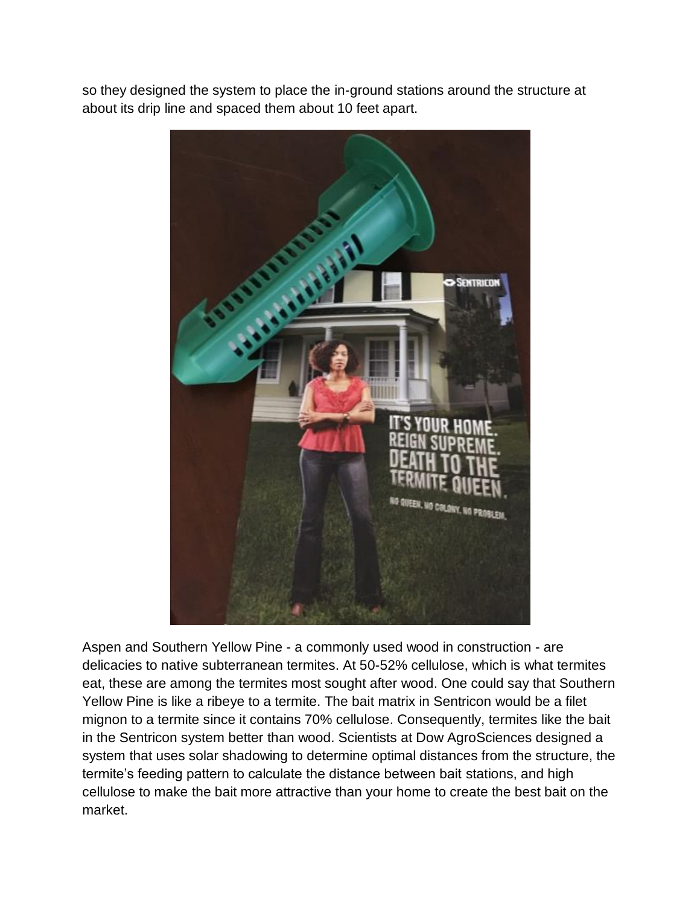so they designed the system to place the in-ground stations around the structure at about its drip line and spaced them about 10 feet apart.

Aspen and Southern Yellow Pine - a commonly used wood in construction - are delicacies to native subterranean termites. At 50-52% cellulose, which is what termites eat, these are among the termites most sought after wood. One could say that Southern Yellow Pine is like a ribeye to a termite. The bait matrix in Sentricon would be a filet mignon to a termite since it contains 70% cellulose. Consequently, termites like the bait in the Sentricon system better than wood. Scientists at Dow AgroSciences designed a system that uses solar shadowing to determine optimal distances from the structure, the termite's feeding pattern to calculate the distance between bait stations, and high cellulose to make the bait more attractive than your home to create the best bait on the market.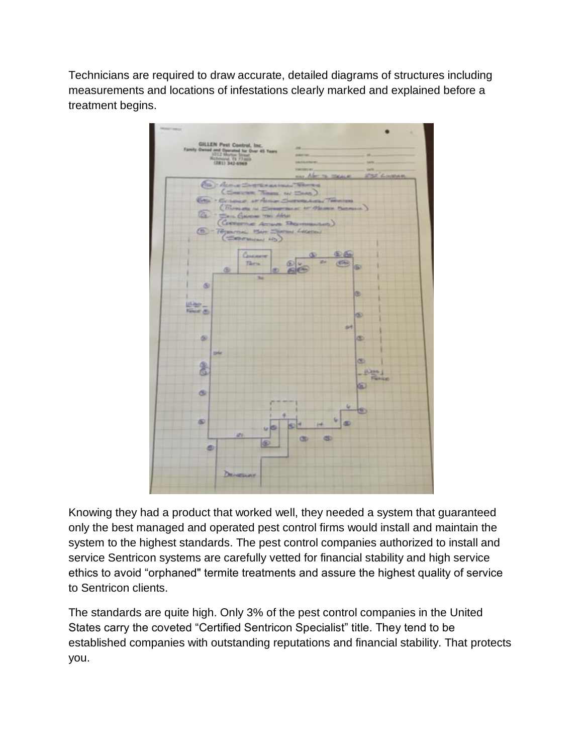Technicians are required to draw accurate, detailed diagrams of structures including measurements and locations of infestations clearly marked and explained before a treatment begins.

Knowing they had a product that worked well, they needed a system that guaranteed only the best managed and operated pest control firms would install and maintain the system to the highest standards. The pest control companies authorized to install and service Sentricon systems are carefully vetted for financial stability and high service ethics to avoid "orphaned" termite treatments and assure the highest quality of service to Sentricon clients.

The standards are quite high. Only 3% of the pest control companies in the United States carry the coveted "Certified Sentricon Specialist" title. They tend to be established companies with outstanding reputations and financial stability. That protects you.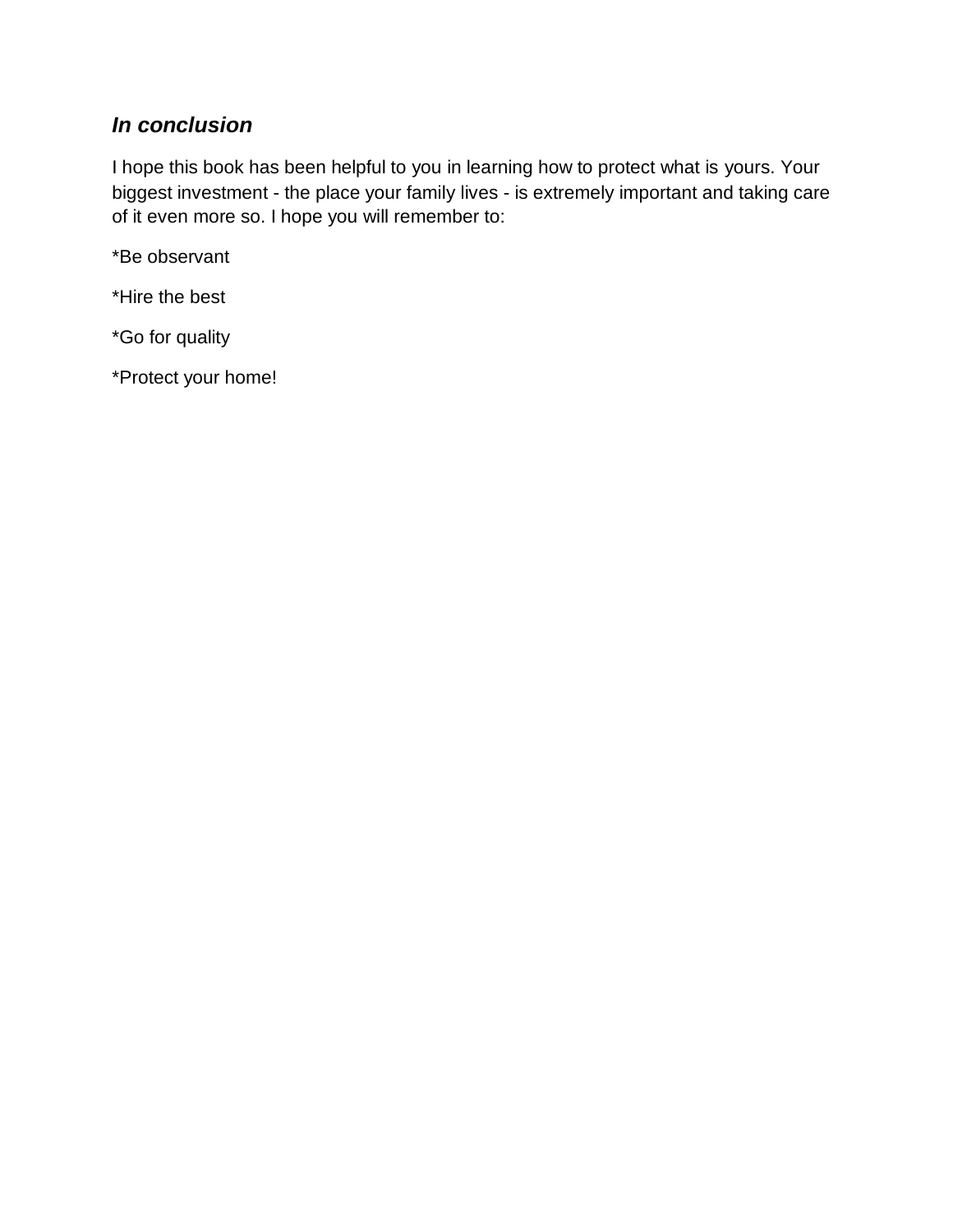## ***In conclusion***

I hope this book has been helpful to you in learning how to protect what is yours. Your biggest investment - the place your family lives - is extremely important and taking care of it even more so. I hope you will remember to:

*Be observant

*Hire the best

*Go for quality

*Protect your home!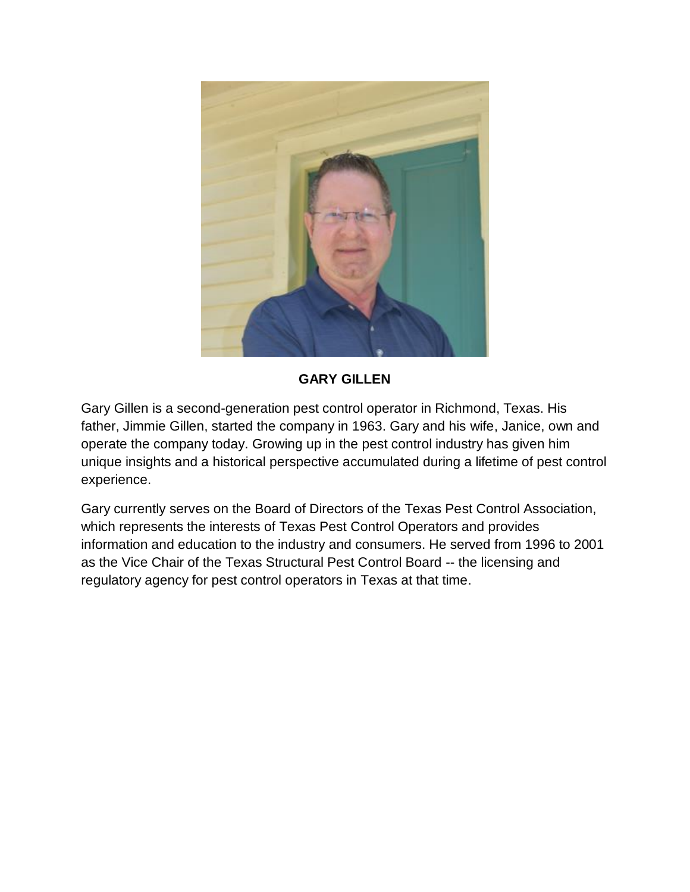**GARY GILLEN**

Gary Gillen is a second-generation pest control operator in Richmond, Texas. His father, Jimmie Gillen, started the company in 1963. Gary and his wife, Janice, own and operate the company today. Growing up in the pest control industry has given him unique insights and a historical perspective accumulated during a lifetime of pest control experience.

Gary currently serves on the Board of Directors of the Texas Pest Control Association, which represents the interests of Texas Pest Control Operators and provides information and education to the industry and consumers. He served from 1996 to 2001 as the Vice Chair of the Texas Structural Pest Control Board -- the licensing and regulatory agency for pest control operators in Texas at that time.